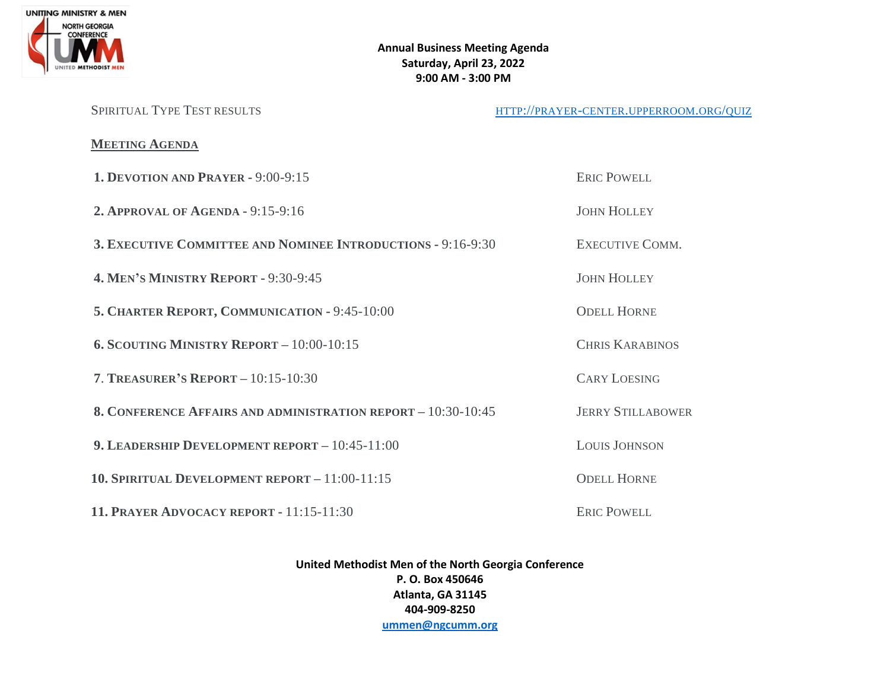# Annual Business Meeting Agenda

**Saturday, April 23, 2022**
**9:00 AM - 3:00 PM**

Spiritual Type Test results — [http://prayer-center.upperroom.org/quiz](http://prayer-center.upperroom.org/quiz)

## Meeting Agenda

| Item | Presenter |
|---|---|
| **1. Devotion and Prayer** - 9:00-9:15 | Eric Powell |
| **2. Approval of Agenda** - 9:15-9:16 | John Holley |
| **3. Executive Committee and Nominee Introductions** - 9:16-9:30 | Executive Comm. |
| **4. Men's Ministry Report** - 9:30-9:45 | John Holley |
| **5. Charter Report, Communication** - 9:45-10:00 | Odell Horne |
| **6. Scouting Ministry Report** – 10:00-10:15 | Chris Karabinos |
| **7. Treasurer's Report** – 10:15-10:30 | Cary Loesing |
| **8. Conference Affairs and Administration Report** – 10:30-10:45 | Jerry Stillabower |
| **9. Leadership Development Report** – 10:45-11:00 | Louis Johnson |
| **10. Spiritual Development Report** – 11:00-11:15 | Odell Horne |
| **11. Prayer Advocacy Report** - 11:15-11:30 | Eric Powell |

**United Methodist Men of the North Georgia Conference**
**P. O. Box 450646**
**Atlanta, GA 31145**
**404-909-8250**
**ummen@ngcumm.org**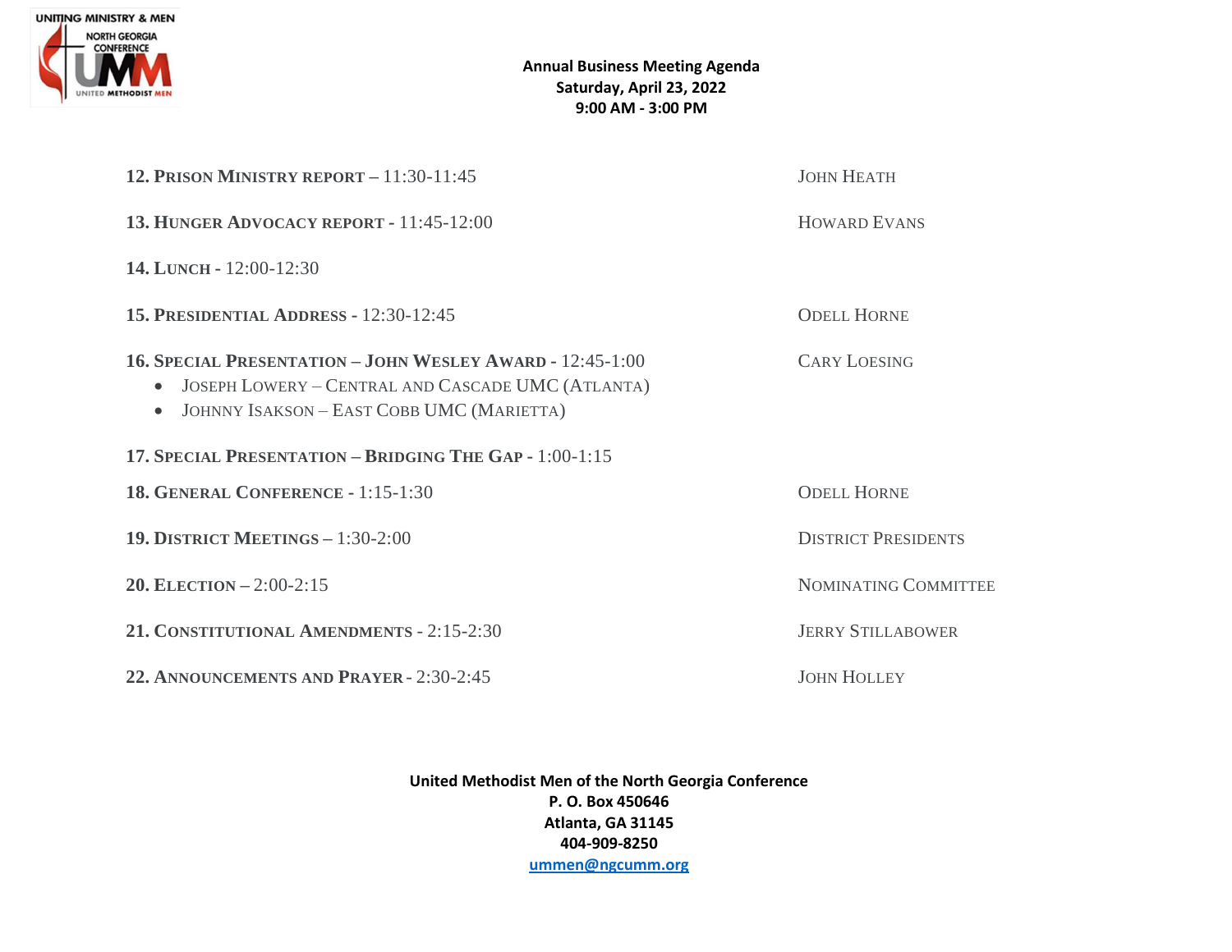**Annual Business Meeting Agenda**
**Saturday, April 23, 2022**
**9:00 AM - 3:00 PM**

| Agenda Item | Presenter |
|---|---|
| **12. Prison Ministry report** – 11:30-11:45 | John Heath |
| **13. Hunger Advocacy report** - 11:45-12:00 | Howard Evans |
| **14. Lunch** - 12:00-12:30 | |
| **15. Presidential Address** - 12:30-12:45 | Odell Horne |
| **16. Special Presentation – John Wesley Award** - 12:45-1:00<br>• Joseph Lowery – Central and Cascade UMC (Atlanta)<br>• Johnny Isakson – East Cobb UMC (Marietta) | Cary Loesing |
| **17. Special Presentation – Bridging The Gap** - 1:00-1:15 | |
| **18. General Conference** - 1:15-1:30 | Odell Horne |
| **19. District Meetings** – 1:30-2:00 | District Presidents |
| **20. Election** – 2:00-2:15 | Nominating Committee |
| **21. Constitutional Amendments** - 2:15-2:30 | Jerry Stillabower |
| **22. Announcements and Prayer** - 2:30-2:45 | John Holley |

**United Methodist Men of the North Georgia Conference**
**P. O. Box 450646**
**Atlanta, GA 31145**
**404-909-8250**
**ummen@ngcumm.org**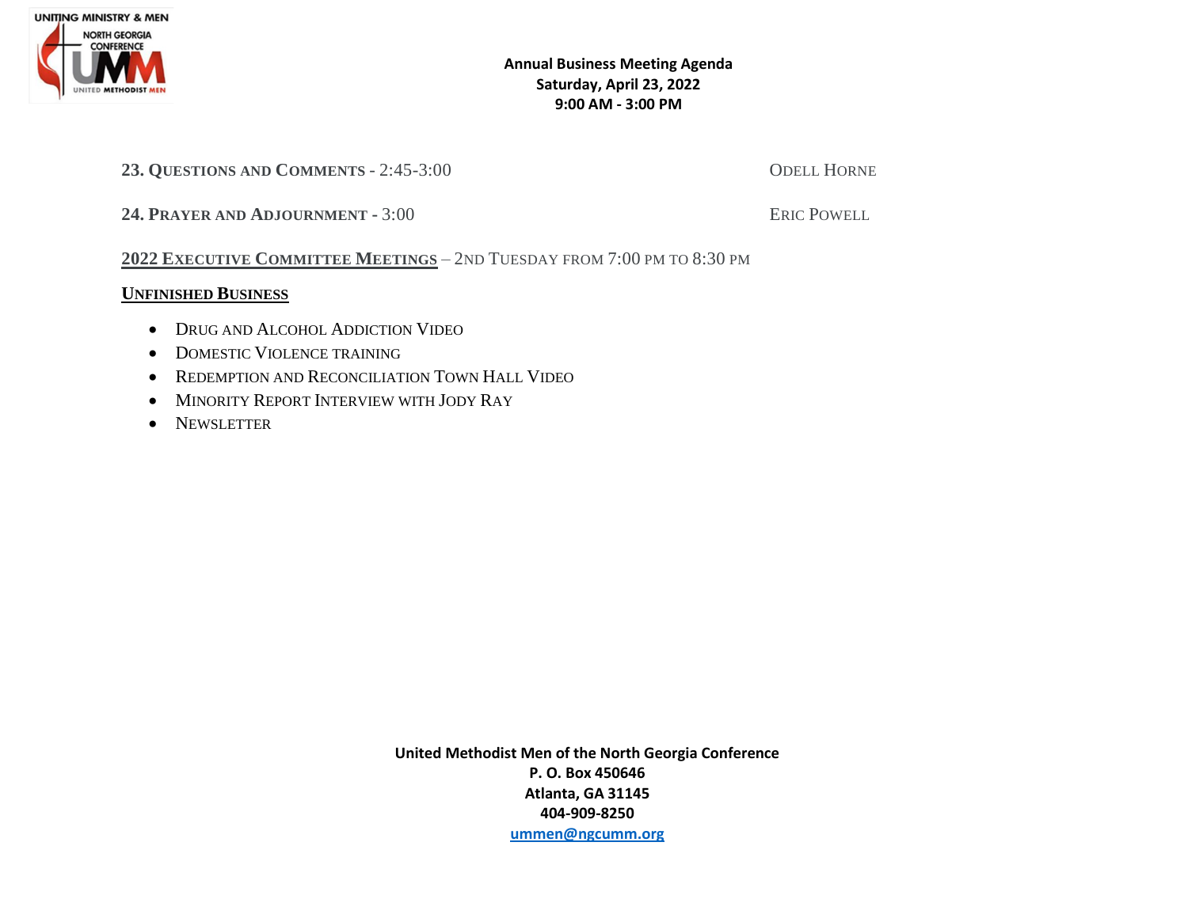**Annual Business Meeting Agenda**
**Saturday, April 23, 2022**
**9:00 AM - 3:00 PM**

**23. Questions and Comments** - 2:45-3:00 — Odell Horne

**24. Prayer and Adjournment** - 3:00 — Eric Powell

**2022 Executive Committee Meetings** – 2nd Tuesday from 7:00 pm to 8:30 pm

**Unfinished Business**

- Drug and Alcohol Addiction Video
- Domestic Violence training
- Redemption and Reconciliation Town Hall Video
- Minority Report Interview with Jody Ray
- Newsletter

**United Methodist Men of the North Georgia Conference**
**P. O. Box 450646**
**Atlanta, GA 31145**
**404-909-8250**
**ummen@ngcumm.org**